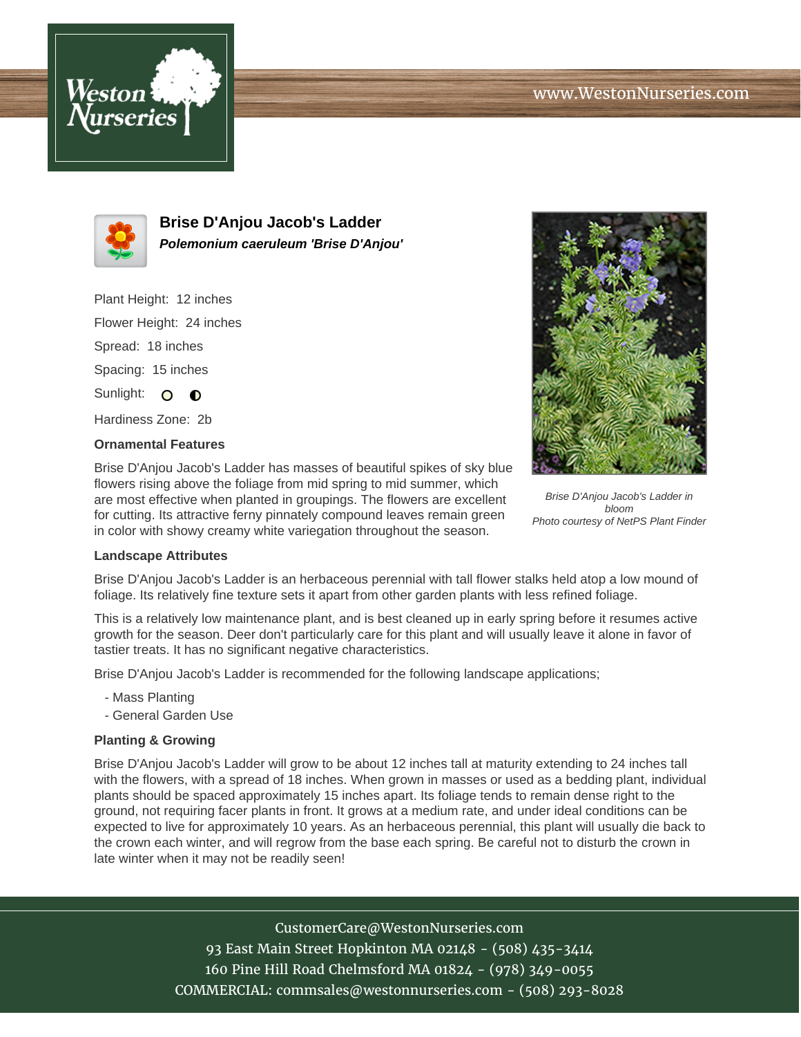# Brise D'Anjou Jacob's Ladder

***Polemonium caeruleum 'Brise D'Anjou'***

Plant Height: 12 inches

Flower Height: 24 inches

Spread: 18 inches

Spacing: 15 inches

Sunlight:

Hardiness Zone: 2b

### Ornamental Features

Brise D'Anjou Jacob's Ladder has masses of beautiful spikes of sky blue flowers rising above the foliage from mid spring to mid summer, which are most effective when planted in groupings. The flowers are excellent for cutting. Its attractive ferny pinnately compound leaves remain green in color with showy creamy white variegation throughout the season.

*Brise D'Anjou Jacob's Ladder in bloom*
*Photo courtesy of NetPS Plant Finder*

### Landscape Attributes

Brise D'Anjou Jacob's Ladder is an herbaceous perennial with tall flower stalks held atop a low mound of foliage. Its relatively fine texture sets it apart from other garden plants with less refined foliage.

This is a relatively low maintenance plant, and is best cleaned up in early spring before it resumes active growth for the season. Deer don't particularly care for this plant and will usually leave it alone in favor of tastier treats. It has no significant negative characteristics.

Brise D'Anjou Jacob's Ladder is recommended for the following landscape applications;

- Mass Planting
- General Garden Use

### Planting & Growing

Brise D'Anjou Jacob's Ladder will grow to be about 12 inches tall at maturity extending to 24 inches tall with the flowers, with a spread of 18 inches. When grown in masses or used as a bedding plant, individual plants should be spaced approximately 15 inches apart. Its foliage tends to remain dense right to the ground, not requiring facer plants in front. It grows at a medium rate, and under ideal conditions can be expected to live for approximately 10 years. As an herbaceous perennial, this plant will usually die back to the crown each winter, and will regrow from the base each spring. Be careful not to disturb the crown in late winter when it may not be readily seen!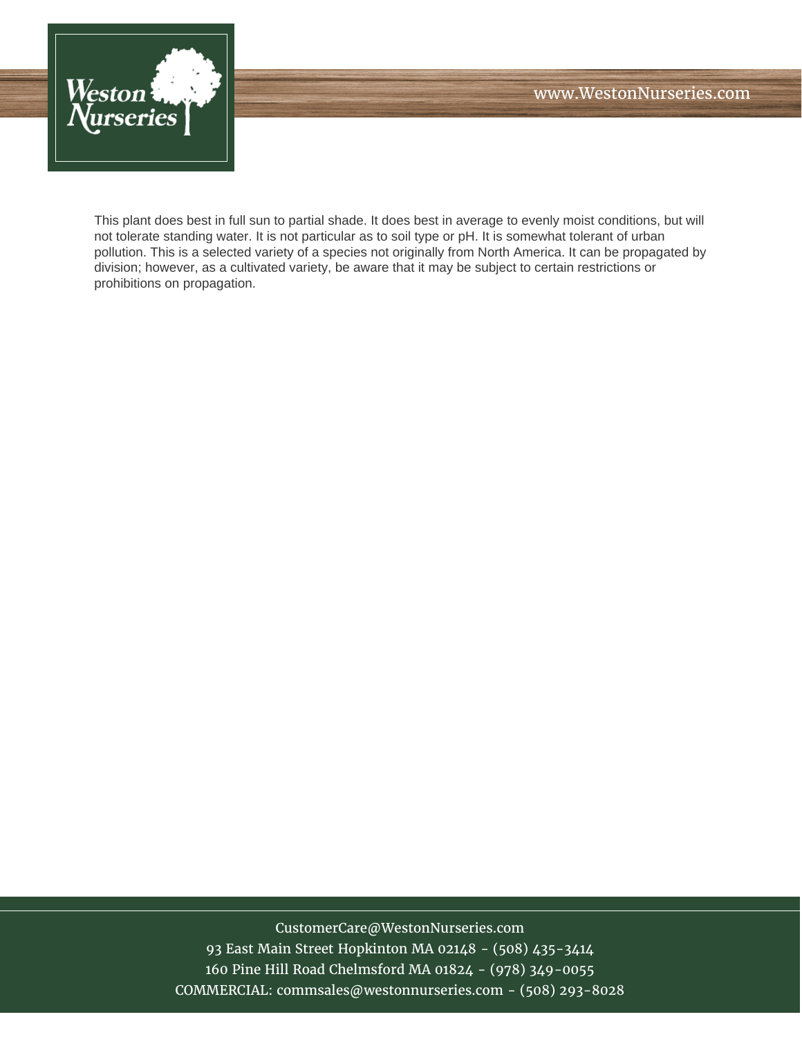This plant does best in full sun to partial shade. It does best in average to evenly moist conditions, but will not tolerate standing water. It is not particular as to soil type or pH. It is somewhat tolerant of urban pollution. This is a selected variety of a species not originally from North America. It can be propagated by division; however, as a cultivated variety, be aware that it may be subject to certain restrictions or prohibitions on propagation.